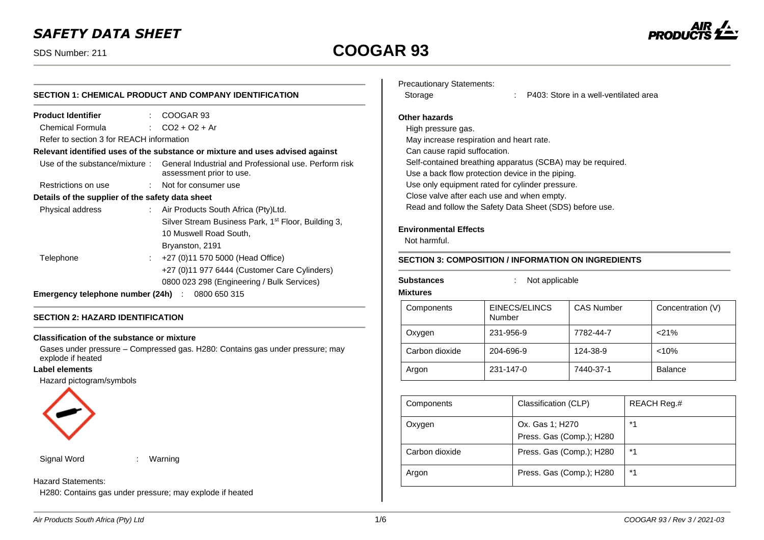# SAFETY DATA SHEET

SDS Number: 211

# COOGAR 93

## SECTION 1: CHEMICAL PRODUCT AND COMPANY IDENTIFICATION

**Product Identifier** : COOGAR 93

Chemical Formula : $CO_2 + O_2 + Ar$

Refer to section 3 for REACH information

**Relevant identified uses of the substance or mixture and uses advised against**

Use of the substance/mixture : General Industrial and Professional use. Perform risk assessment prior to use.

Restrictions on use : Not for consumer use

**Details of the supplier of the safety data sheet**

Physical address : Air Products South Africa (Pty)Ltd.
Silver Stream Business Park, 1st Floor, Building 3,
10 Muswell Road South,
Bryanston, 2191

Telephone : +27 (0)11 570 5000 (Head Office)
+27 (0)11 977 6444 (Customer Care Cylinders)
0800 023 298 (Engineering / Bulk Services)

**Emergency telephone number (24h)** : 0800 650 315

## SECTION 2: HAZARD IDENTIFICATION

**Classification of the substance or mixture**

Gases under pressure – Compressed gas. H280: Contains gas under pressure; may explode if heated

**Label elements**

Hazard pictogram/symbols

Signal Word : Warning

Hazard Statements:

H280: Contains gas under pressure; may explode if heated

Precautionary Statements:

Storage : P403: Store in a well-ventilated area

**Other hazards**

High pressure gas.
May increase respiration and heart rate.
Can cause rapid suffocation.
Self-contained breathing apparatus (SCBA) may be required.
Use a back flow protection device in the piping.
Use only equipment rated for cylinder pressure.
Close valve after each use and when empty.
Read and follow the Safety Data Sheet (SDS) before use.

**Environmental Effects**

Not harmful.

## SECTION 3: COMPOSITION / INFORMATION ON INGREDIENTS

**Substances** : Not applicable

**Mixtures**

| Components | EINECS/ELINCS Number | CAS Number | Concentration (V) |
|---|---|---|---|
| Oxygen | 231-956-9 | 7782-44-7 | <21% |
| Carbon dioxide | 204-696-9 | 124-38-9 | <10% |
| Argon | 231-147-0 | 7440-37-1 | Balance |

| Components | Classification (CLP) | REACH Reg.# |
|---|---|---|
| Oxygen | Ox. Gas 1; H270<br>Press. Gas (Comp.); H280 | *1 |
| Carbon dioxide | Press. Gas (Comp.); H280 | *1 |
| Argon | Press. Gas (Comp.); H280 | *1 |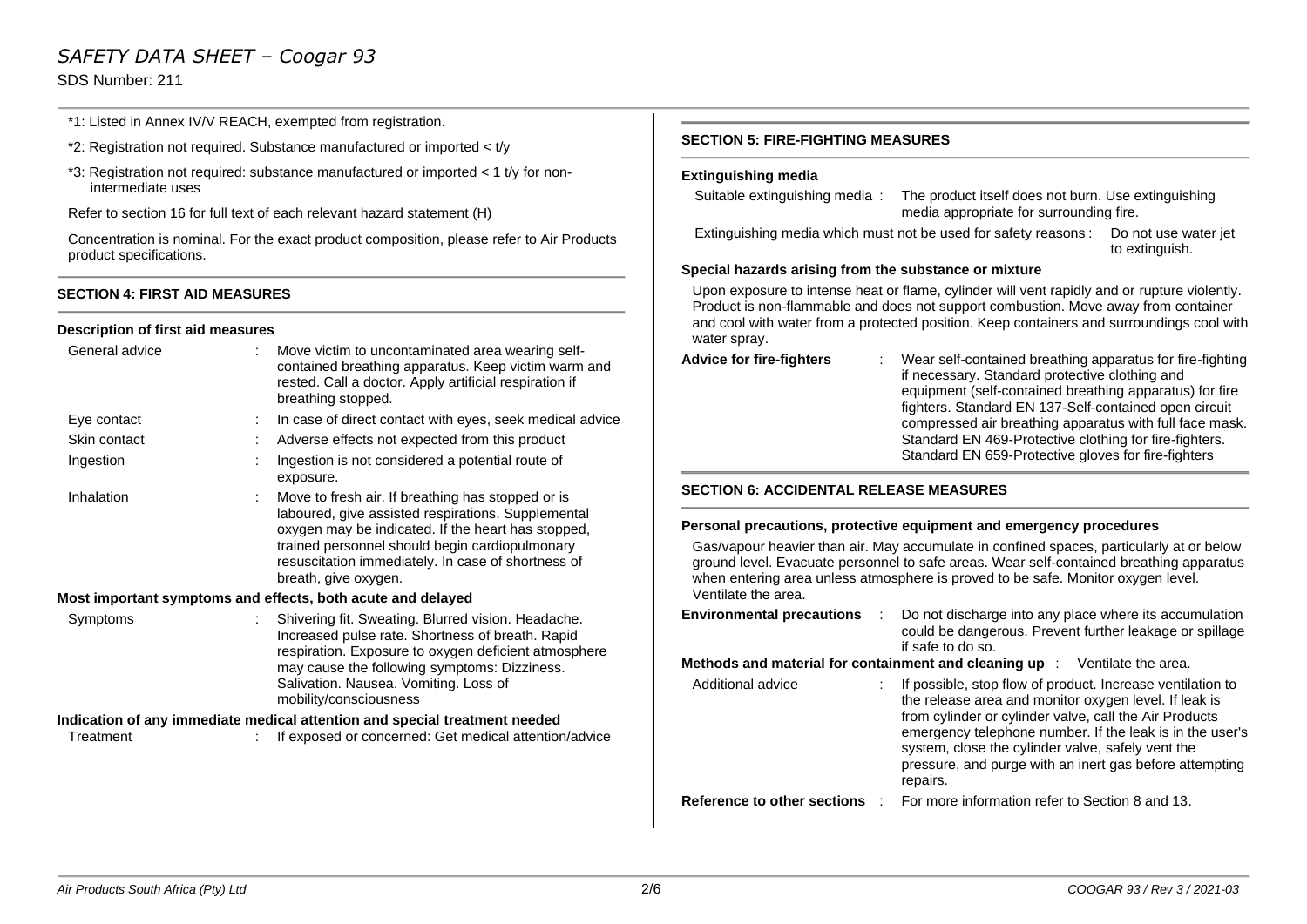*1: Listed in Annex IV/V REACH, exempted from registration.

*2: Registration not required. Substance manufactured or imported < t/y

*3: Registration not required: substance manufactured or imported < 1 t/y for non-intermediate uses

Refer to section 16 for full text of each relevant hazard statement (H)

Concentration is nominal. For the exact product composition, please refer to Air Products product specifications.

## SECTION 4: FIRST AID MEASURES

### Description of first aid measures

| | | |
|---|---|---|
| General advice | : | Move victim to uncontaminated area wearing self-contained breathing apparatus. Keep victim warm and rested. Call a doctor. Apply artificial respiration if breathing stopped. |
| Eye contact | : | In case of direct contact with eyes, seek medical advice |
| Skin contact | : | Adverse effects not expected from this product |
| Ingestion | : | Ingestion is not considered a potential route of exposure. |
| Inhalation | : | Move to fresh air. If breathing has stopped or is laboured, give assisted respirations. Supplemental oxygen may be indicated. If the heart has stopped, trained personnel should begin cardiopulmonary resuscitation immediately. In case of shortness of breath, give oxygen. |

### Most important symptoms and effects, both acute and delayed

| | | |
|---|---|---|
| Symptoms | : | Shivering fit. Sweating. Blurred vision. Headache. Increased pulse rate. Shortness of breath. Rapid respiration. Exposure to oxygen deficient atmosphere may cause the following symptoms: Dizziness. Salivation. Nausea. Vomiting. Loss of mobility/consciousness |

### Indication of any immediate medical attention and special treatment needed

| | | |
|---|---|---|
| Treatment | : | If exposed or concerned: Get medical attention/advice |

## SECTION 5: FIRE-FIGHTING MEASURES

### Extinguishing media

Suitable extinguishing media : The product itself does not burn. Use extinguishing media appropriate for surrounding fire.

Extinguishing media which must not be used for safety reasons : Do not use water jet to extinguish.

### Special hazards arising from the substance or mixture

Upon exposure to intense heat or flame, cylinder will vent rapidly and or rupture violently. Product is non-flammable and does not support combustion. Move away from container and cool with water from a protected position. Keep containers and surroundings cool with water spray.

**Advice for fire-fighters** : Wear self-contained breathing apparatus for fire-fighting if necessary. Standard protective clothing and equipment (self-contained breathing apparatus) for fire fighters. Standard EN 137-Self-contained open circuit compressed air breathing apparatus with full face mask. Standard EN 469-Protective clothing for fire-fighters. Standard EN 659-Protective gloves for fire-fighters

## SECTION 6: ACCIDENTAL RELEASE MEASURES

### Personal precautions, protective equipment and emergency procedures

Gas/vapour heavier than air. May accumulate in confined spaces, particularly at or below ground level. Evacuate personnel to safe areas. Wear self-contained breathing apparatus when entering area unless atmosphere is proved to be safe. Monitor oxygen level. Ventilate the area.

**Environmental precautions** : Do not discharge into any place where its accumulation could be dangerous. Prevent further leakage or spillage if safe to do so.

**Methods and material for containment and cleaning up** : Ventilate the area.

Additional advice : If possible, stop flow of product. Increase ventilation to the release area and monitor oxygen level. If leak is from cylinder or cylinder valve, call the Air Products emergency telephone number. If the leak is in the user's system, close the cylinder valve, safely vent the pressure, and purge with an inert gas before attempting repairs.

**Reference to other sections** : For more information refer to Section 8 and 13.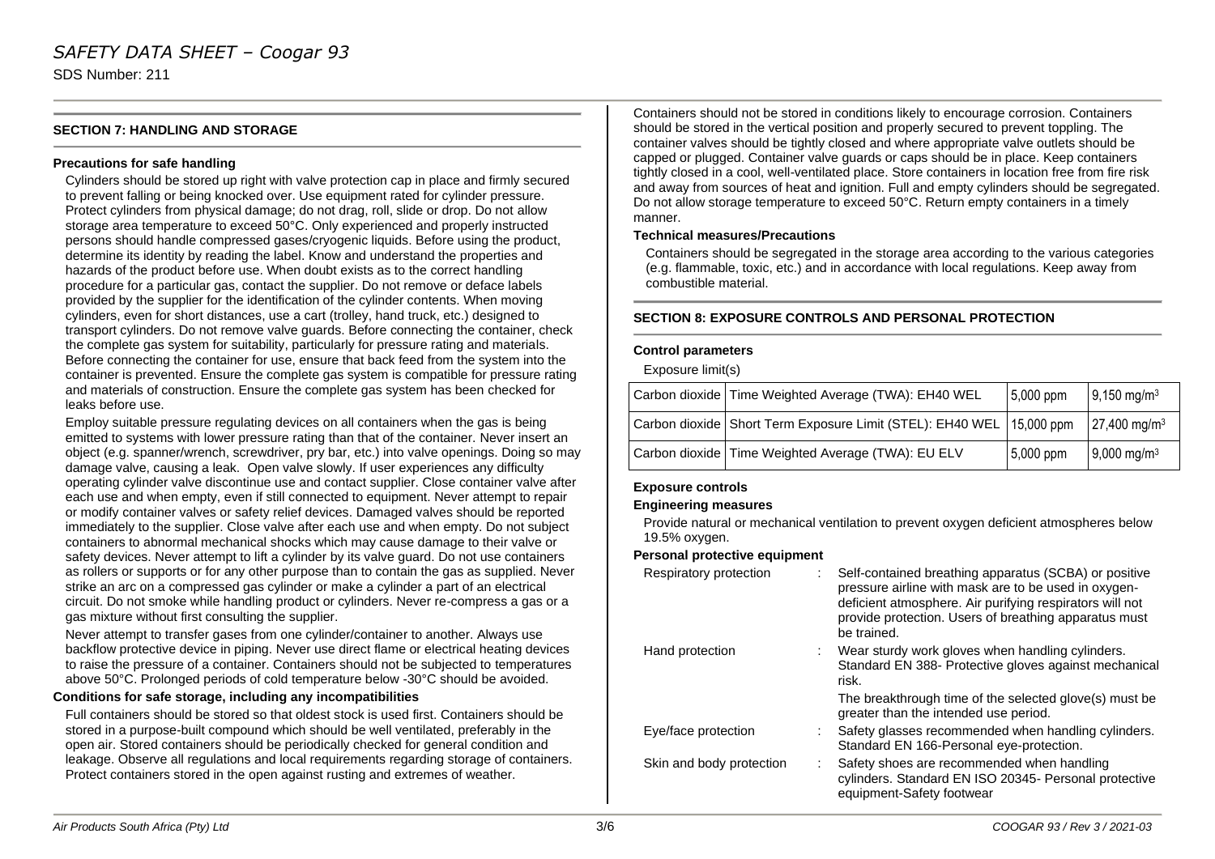## SECTION 7: HANDLING AND STORAGE

### Precautions for safe handling

Cylinders should be stored up right with valve protection cap in place and firmly secured to prevent falling or being knocked over. Use equipment rated for cylinder pressure. Protect cylinders from physical damage; do not drag, roll, slide or drop. Do not allow storage area temperature to exceed 50°C. Only experienced and properly instructed persons should handle compressed gases/cryogenic liquids. Before using the product, determine its identity by reading the label. Know and understand the properties and hazards of the product before use. When doubt exists as to the correct handling procedure for a particular gas, contact the supplier. Do not remove or deface labels provided by the supplier for the identification of the cylinder contents. When moving cylinders, even for short distances, use a cart (trolley, hand truck, etc.) designed to transport cylinders. Do not remove valve guards. Before connecting the container, check the complete gas system for suitability, particularly for pressure rating and materials. Before connecting the container for use, ensure that back feed from the system into the container is prevented. Ensure the complete gas system is compatible for pressure rating and materials of construction. Ensure the complete gas system has been checked for leaks before use.

Employ suitable pressure regulating devices on all containers when the gas is being emitted to systems with lower pressure rating than that of the container. Never insert an object (e.g. spanner/wrench, screwdriver, pry bar, etc.) into valve openings. Doing so may damage valve, causing a leak. Open valve slowly. If user experiences any difficulty operating cylinder valve discontinue use and contact supplier. Close container valve after each use and when empty, even if still connected to equipment. Never attempt to repair or modify container valves or safety relief devices. Damaged valves should be reported immediately to the supplier. Close valve after each use and when empty. Do not subject containers to abnormal mechanical shocks which may cause damage to their valve or safety devices. Never attempt to lift a cylinder by its valve guard. Do not use containers as rollers or supports or for any other purpose than to contain the gas as supplied. Never strike an arc on a compressed gas cylinder or make a cylinder a part of an electrical circuit. Do not smoke while handling product or cylinders. Never re-compress a gas or a gas mixture without first consulting the supplier.

Never attempt to transfer gases from one cylinder/container to another. Always use backflow protective device in piping. Never use direct flame or electrical heating devices to raise the pressure of a container. Containers should not be subjected to temperatures above 50°C. Prolonged periods of cold temperature below -30°C should be avoided.

### Conditions for safe storage, including any incompatibilities

Full containers should be stored so that oldest stock is used first. Containers should be stored in a purpose-built compound which should be well ventilated, preferably in the open air. Stored containers should be periodically checked for general condition and leakage. Observe all regulations and local requirements regarding storage of containers. Protect containers stored in the open against rusting and extremes of weather. Containers should not be stored in conditions likely to encourage corrosion. Containers should be stored in the vertical position and properly secured to prevent toppling. The container valves should be tightly closed and where appropriate valve outlets should be capped or plugged. Container valve guards or caps should be in place. Keep containers tightly closed in a cool, well-ventilated place. Store containers in location free from fire risk and away from sources of heat and ignition. Full and empty cylinders should be segregated. Do not allow storage temperature to exceed 50°C. Return empty containers in a timely manner.

### Technical measures/Precautions

Containers should be segregated in the storage area according to the various categories (e.g. flammable, toxic, etc.) and in accordance with local regulations. Keep away from combustible material.

## SECTION 8: EXPOSURE CONTROLS AND PERSONAL PROTECTION

### Control parameters

Exposure limit(s)

| | | | |
|---|---|---|---|
| Carbon dioxide | Time Weighted Average (TWA): EH40 WEL | 5,000 ppm | 9,150 mg/m$^3$ |
| Carbon dioxide | Short Term Exposure Limit (STEL): EH40 WEL | 15,000 ppm | 27,400 mg/m$^3$ |
| Carbon dioxide | Time Weighted Average (TWA): EU ELV | 5,000 ppm | 9,000 mg/m$^3$ |

### Exposure controls

**Engineering measures**

Provide natural or mechanical ventilation to prevent oxygen deficient atmospheres below 19.5% oxygen.

**Personal protective equipment**

| | |
|---|---|
| Respiratory protection | Self-contained breathing apparatus (SCBA) or positive pressure airline with mask are to be used in oxygen-deficient atmosphere. Air purifying respirators will not provide protection. Users of breathing apparatus must be trained. |
| Hand protection | Wear sturdy work gloves when handling cylinders. Standard EN 388- Protective gloves against mechanical risk. The breakthrough time of the selected glove(s) must be greater than the intended use period. |
| Eye/face protection | Safety glasses recommended when handling cylinders. Standard EN 166-Personal eye-protection. |
| Skin and body protection | Safety shoes are recommended when handling cylinders. Standard EN ISO 20345- Personal protective equipment-Safety footwear |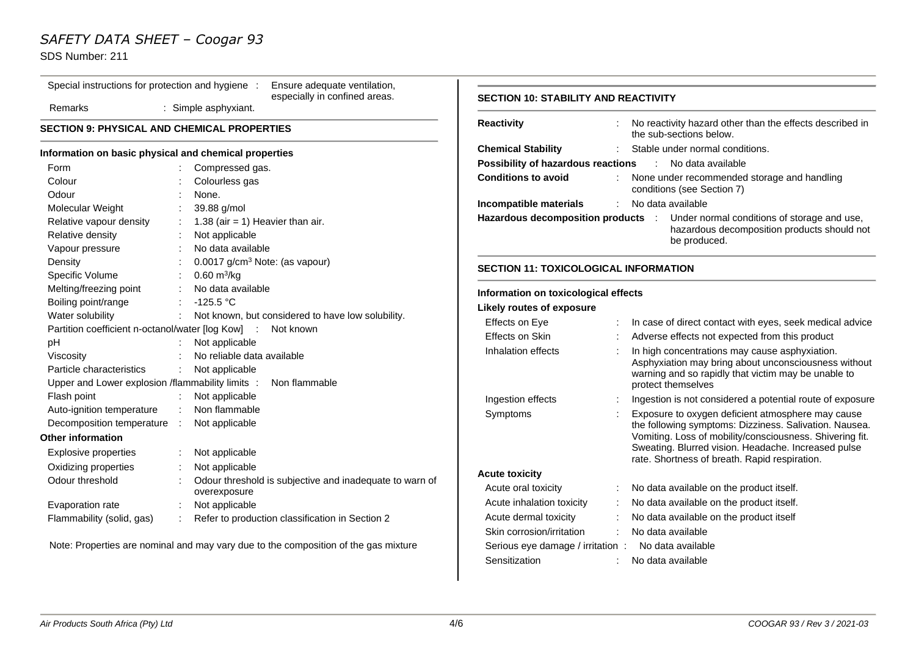| | | |
|---|---|---|
| Special instructions for protection and hygiene | : | Ensure adequate ventilation, especially in confined areas. |
| Remarks | : | Simple asphyxiant. |

## SECTION 9: PHYSICAL AND CHEMICAL PROPERTIES

### Information on basic physical and chemical properties

| | | |
|---|---|---|
| Form | : | Compressed gas. |
| Colour | : | Colourless gas |
| Odour | : | None. |
| Molecular Weight | : | 39.88 g/mol |
| Relative vapour density | : | 1.38 (air = 1) Heavier than air. |
| Relative density | : | Not applicable |
| Vapour pressure | : | No data available |
| Density | : | 0.0017 g/cm$^3$ Note: (as vapour) |
| Specific Volume | : | 0.60 m$^3$/kg |
| Melting/freezing point | : | No data available |
| Boiling point/range | : | -125.5 °C |
| Water solubility | : | Not known, but considered to have low solubility. |
| Partition coefficient n-octanol/water [log Kow] | : | Not known |
| pH | : | Not applicable |
| Viscosity | : | No reliable data available |
| Particle characteristics | : | Not applicable |
| Upper and Lower explosion /flammability limits | : | Non flammable |
| Flash point | : | Not applicable |
| Auto-ignition temperature | : | Non flammable |
| Decomposition temperature | : | Not applicable |

### Other information

| | | |
|---|---|---|
| Explosive properties | : | Not applicable |
| Oxidizing properties | : | Not applicable |
| Odour threshold | : | Odour threshold is subjective and inadequate to warn of overexposure |
| Evaporation rate | : | Not applicable |
| Flammability (solid, gas) | : | Refer to production classification in Section 2 |

Note: Properties are nominal and may vary due to the composition of the gas mixture

## SECTION 10: STABILITY AND REACTIVITY

| | | |
|---|---|---|
| **Reactivity** | : | No reactivity hazard other than the effects described in the sub-sections below. |
| **Chemical Stability** | : | Stable under normal conditions. |
| **Possibility of hazardous reactions** | : | No data available |
| **Conditions to avoid** | : | None under recommended storage and handling conditions (see Section 7) |
| **Incompatible materials** | : | No data available |
| **Hazardous decomposition products** | : | Under normal conditions of storage and use, hazardous decomposition products should not be produced. |

## SECTION 11: TOXICOLOGICAL INFORMATION

### Information on toxicological effects

**Likely routes of exposure**

| | | |
|---|---|---|
| Effects on Eye | : | In case of direct contact with eyes, seek medical advice |
| Effects on Skin | : | Adverse effects not expected from this product |
| Inhalation effects | : | In high concentrations may cause asphyxiation. Asphyxiation may bring about unconsciousness without warning and so rapidly that victim may be unable to protect themselves |
| Ingestion effects | : | Ingestion is not considered a potential route of exposure |
| Symptoms | : | Exposure to oxygen deficient atmosphere may cause the following symptoms: Dizziness. Salivation. Nausea. Vomiting. Loss of mobility/consciousness. Shivering fit. Sweating. Blurred vision. Headache. Increased pulse rate. Shortness of breath. Rapid respiration. |

**Acute toxicity**

| | | |
|---|---|---|
| Acute oral toxicity | : | No data available on the product itself. |
| Acute inhalation toxicity | : | No data available on the product itself. |
| Acute dermal toxicity | : | No data available on the product itself |
| Skin corrosion/irritation | : | No data available |
| Serious eye damage / irritation | : | No data available |
| Sensitization | : | No data available |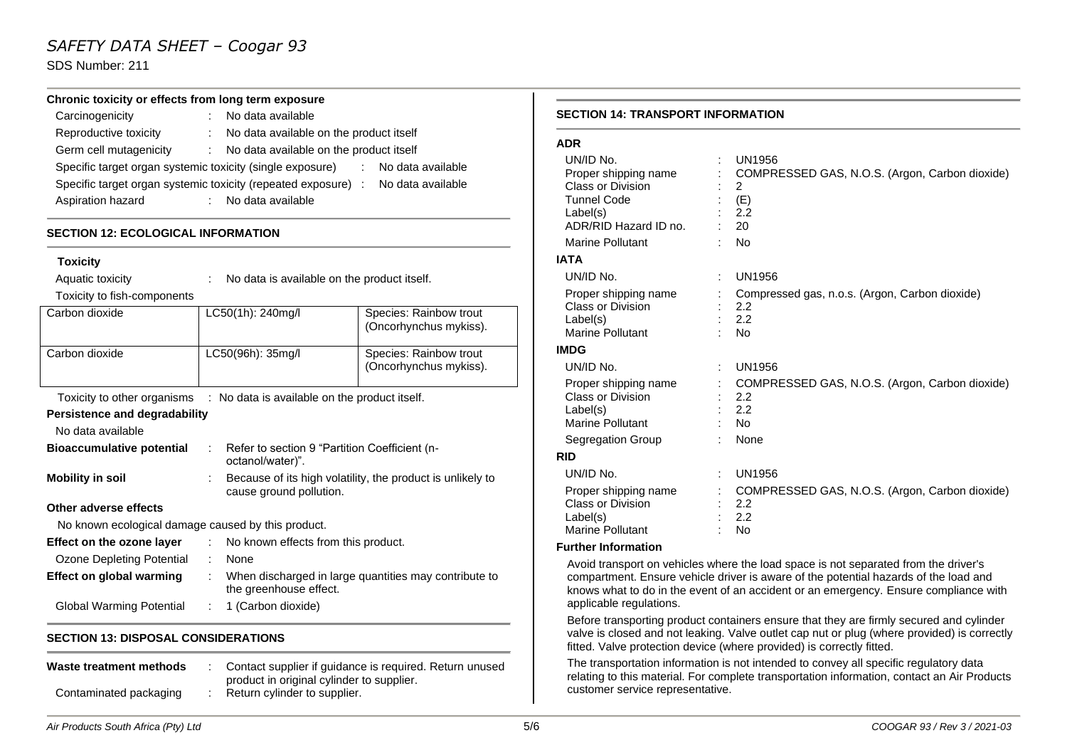**Chronic toxicity or effects from long term exposure**

Carcinogenicity : No data available

Reproductive toxicity : No data available on the product itself

Germ cell mutagenicity : No data available on the product itself

Specific target organ systemic toxicity (single exposure) : No data available

Specific target organ systemic toxicity (repeated exposure) : No data available

Aspiration hazard : No data available

## SECTION 12: ECOLOGICAL INFORMATION

**Toxicity**

Aquatic toxicity : No data is available on the product itself.

Toxicity to fish-components

| | | |
|---|---|---|
| Carbon dioxide | LC50(1h): 240mg/l | Species: Rainbow trout (Oncorhynchus mykiss). |
| Carbon dioxide | LC50(96h): 35mg/l | Species: Rainbow trout (Oncorhynchus mykiss). |

Toxicity to other organisms : No data is available on the product itself.

**Persistence and degradability**

No data available

**Bioaccumulative potential** : Refer to section 9 "Partition Coefficient (n-octanol/water)".

**Mobility in soil** : Because of its high volatility, the product is unlikely to cause ground pollution.

**Other adverse effects**

No known ecological damage caused by this product.

**Effect on the ozone layer** : No known effects from this product.

Ozone Depleting Potential : None

**Effect on global warming** : When discharged in large quantities may contribute to the greenhouse effect.

Global Warming Potential : 1 (Carbon dioxide)

## SECTION 13: DISPOSAL CONSIDERATIONS

**Waste treatment methods** : Contact supplier if guidance is required. Return unused product in original cylinder to supplier.

Contaminated packaging : Return cylinder to supplier.

## SECTION 14: TRANSPORT INFORMATION

**ADR**

UN/ID No. : UN1956

Proper shipping name : COMPRESSED GAS, N.O.S. (Argon, Carbon dioxide)

Class or Division : 2

Tunnel Code : (E)

Label(s) : 2.2

ADR/RID Hazard ID no. : 20

Marine Pollutant : No

**IATA**

UN/ID No. : UN1956

Proper shipping name : Compressed gas, n.o.s. (Argon, Carbon dioxide)

Class or Division : 2.2

Label(s) : 2.2

Marine Pollutant : No

**IMDG**

UN/ID No. : UN1956

Proper shipping name : COMPRESSED GAS, N.O.S. (Argon, Carbon dioxide)

Class or Division : 2.2

Label(s) : 2.2

Marine Pollutant : No

Segregation Group : None

**RID**

UN/ID No. : UN1956

Proper shipping name : COMPRESSED GAS, N.O.S. (Argon, Carbon dioxide)

Class or Division : 2.2

Label(s) : 2.2

Marine Pollutant : No

**Further Information**

Avoid transport on vehicles where the load space is not separated from the driver's compartment. Ensure vehicle driver is aware of the potential hazards of the load and knows what to do in the event of an accident or an emergency. Ensure compliance with applicable regulations.

Before transporting product containers ensure that they are firmly secured and cylinder valve is closed and not leaking. Valve outlet cap nut or plug (where provided) is correctly fitted. Valve protection device (where provided) is correctly fitted.

The transportation information is not intended to convey all specific regulatory data relating to this material. For complete transportation information, contact an Air Products customer service representative.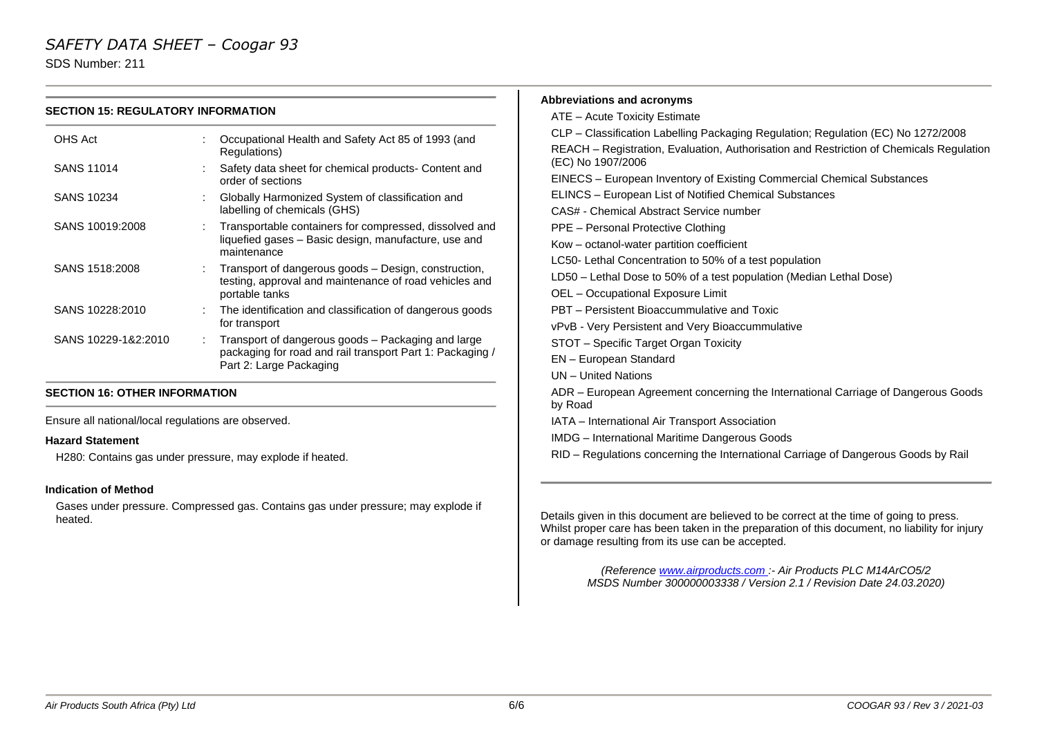## SECTION 15: REGULATORY INFORMATION

| | | |
|---|---|---|
| OHS Act | : | Occupational Health and Safety Act 85 of 1993 (and Regulations) |
| SANS 11014 | : | Safety data sheet for chemical products- Content and order of sections |
| SANS 10234 | : | Globally Harmonized System of classification and labelling of chemicals (GHS) |
| SANS 10019:2008 | : | Transportable containers for compressed, dissolved and liquefied gases – Basic design, manufacture, use and maintenance |
| SANS 1518:2008 | : | Transport of dangerous goods – Design, construction, testing, approval and maintenance of road vehicles and portable tanks |
| SANS 10228:2010 | : | The identification and classification of dangerous goods for transport |
| SANS 10229-1&2:2010 | : | Transport of dangerous goods – Packaging and large packaging for road and rail transport Part 1: Packaging / Part 2: Large Packaging |

## SECTION 16: OTHER INFORMATION

Ensure all national/local regulations are observed.

**Hazard Statement**

H280: Contains gas under pressure, may explode if heated.

**Indication of Method**

Gases under pressure. Compressed gas. Contains gas under pressure; may explode if heated.

**Abbreviations and acronyms**

ATE – Acute Toxicity Estimate

CLP – Classification Labelling Packaging Regulation; Regulation (EC) No 1272/2008

REACH – Registration, Evaluation, Authorisation and Restriction of Chemicals Regulation (EC) No 1907/2006

EINECS – European Inventory of Existing Commercial Chemical Substances

ELINCS – European List of Notified Chemical Substances

CAS# - Chemical Abstract Service number

PPE – Personal Protective Clothing

Kow – octanol-water partition coefficient

LC50- Lethal Concentration to 50% of a test population

LD50 – Lethal Dose to 50% of a test population (Median Lethal Dose)

OEL – Occupational Exposure Limit

PBT – Persistent Bioaccummulative and Toxic

vPvB - Very Persistent and Very Bioaccummulative

STOT – Specific Target Organ Toxicity

EN – European Standard

UN – United Nations

ADR – European Agreement concerning the International Carriage of Dangerous Goods by Road

IATA – International Air Transport Association

IMDG – International Maritime Dangerous Goods

RID – Regulations concerning the International Carriage of Dangerous Goods by Rail

Details given in this document are believed to be correct at the time of going to press. Whilst proper care has been taken in the preparation of this document, no liability for injury or damage resulting from its use can be accepted.

*(Reference www.airproducts.com :- Air Products PLC M14ArCO5/2 MSDS Number 300000003338 / Version 2.1 / Revision Date 24.03.2020)*